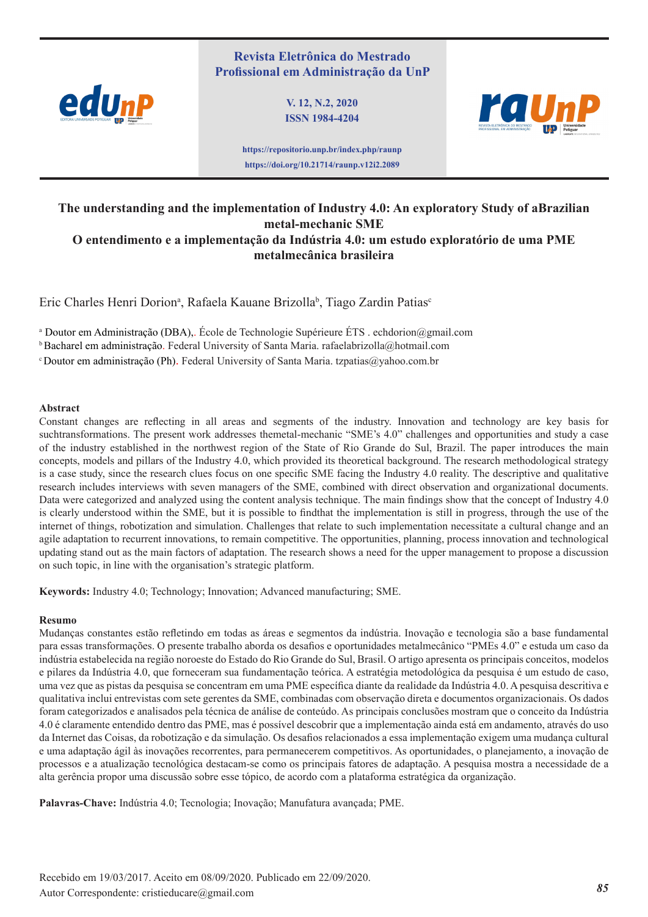Revista Eletrônica do Mestrado Profissional em Administração da UnP

V. 12, N.2, 2020
ISSN 1984-4204

https://repositorio.unp.br/index.php/raunp
https://doi.org/10.21714/raunp.v12i2.2089

# The understanding and the implementation of Industry 4.0: An exploratory Study of aBrazilian metal-mechanic SME
# O entendimento e a implementação da Indústria 4.0: um estudo exploratório de uma PME metalmecânica brasileira

Eric Charles Henri Dorion[a], Rafaela Kauane Brizolla[b], Tiago Zardin Patias[c]

[a] Doutor em Administração (DBA),. École de Technologie Supérieure ÉTS . echdorion@gmail.com
[b] Bacharel em administração. Federal University of Santa Maria. rafaelabrizolla@hotmail.com
[c] Doutor em administração (Ph). Federal University of Santa Maria. tzpatias@yahoo.com.br

## Abstract

Constant changes are reflecting in all areas and segments of the industry. Innovation and technology are key basis for suchtransformations. The present work addresses themetal-mechanic "SME's 4.0" challenges and opportunities and study a case of the industry established in the northwest region of the State of Rio Grande do Sul, Brazil. The paper introduces the main concepts, models and pillars of the Industry 4.0, which provided its theoretical background. The research methodological strategy is a case study, since the research clues focus on one specific SME facing the Industry 4.0 reality. The descriptive and qualitative research includes interviews with seven managers of the SME, combined with direct observation and organizational documents. Data were categorized and analyzed using the content analysis technique. The main findings show that the concept of Industry 4.0 is clearly understood within the SME, but it is possible to findthat the implementation is still in progress, through the use of the internet of things, robotization and simulation. Challenges that relate to such implementation necessitate a cultural change and an agile adaptation to recurrent innovations, to remain competitive. The opportunities, planning, process innovation and technological updating stand out as the main factors of adaptation. The research shows a need for the upper management to propose a discussion on such topic, in line with the organisation's strategic platform.

**Keywords:** Industry 4.0; Technology; Innovation; Advanced manufacturing; SME.

## Resumo

Mudanças constantes estão refletindo em todas as áreas e segmentos da indústria. Inovação e tecnologia são a base fundamental para essas transformações. O presente trabalho aborda os desafios e oportunidades metalmecânico "PMEs 4.0" e estuda um caso da indústria estabelecida na região noroeste do Estado do Rio Grande do Sul, Brasil. O artigo apresenta os principais conceitos, modelos e pilares da Indústria 4.0, que forneceram sua fundamentação teórica. A estratégia metodológica da pesquisa é um estudo de caso, uma vez que as pistas da pesquisa se concentram em uma PME específica diante da realidade da Indústria 4.0. A pesquisa descritiva e qualitativa inclui entrevistas com sete gerentes da SME, combinadas com observação direta e documentos organizacionais. Os dados foram categorizados e analisados pela técnica de análise de conteúdo. As principais conclusões mostram que o conceito da Indústria 4.0 é claramente entendido dentro das PME, mas é possível descobrir que a implementação ainda está em andamento, através do uso da Internet das Coisas, da robotização e da simulação. Os desafios relacionados a essa implementação exigem uma mudança cultural e uma adaptação ágil às inovações recorrentes, para permanecerem competitivos. As oportunidades, o planejamento, a inovação de processos e a atualização tecnológica destacam-se como os principais fatores de adaptação. A pesquisa mostra a necessidade de a alta gerência propor uma discussão sobre esse tópico, de acordo com a plataforma estratégica da organização.

**Palavras-Chave:** Indústria 4.0; Tecnologia; Inovação; Manufatura avançada; PME.

Recebido em 19/03/2017. Aceito em 08/09/2020. Publicado em 22/09/2020.
Autor Correspondente: cristieducare@gmail.com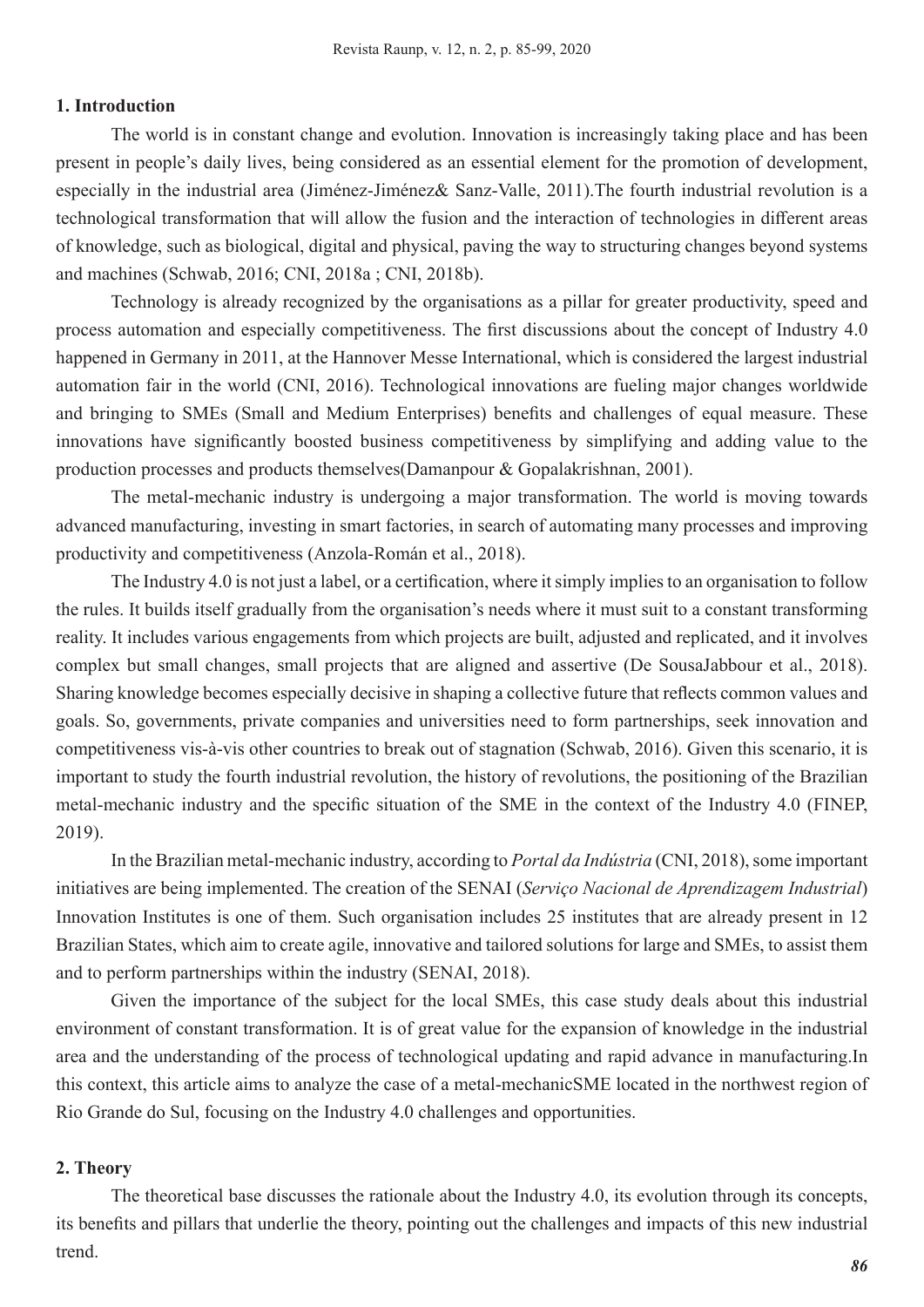## 1. Introduction

The world is in constant change and evolution. Innovation is increasingly taking place and has been present in people's daily lives, being considered as an essential element for the promotion of development, especially in the industrial area (Jiménez-Jiménez& Sanz-Valle, 2011).The fourth industrial revolution is a technological transformation that will allow the fusion and the interaction of technologies in different areas of knowledge, such as biological, digital and physical, paving the way to structuring changes beyond systems and machines (Schwab, 2016; CNI, 2018a ; CNI, 2018b).

Technology is already recognized by the organisations as a pillar for greater productivity, speed and process automation and especially competitiveness. The first discussions about the concept of Industry 4.0 happened in Germany in 2011, at the Hannover Messe International, which is considered the largest industrial automation fair in the world (CNI, 2016). Technological innovations are fueling major changes worldwide and bringing to SMEs (Small and Medium Enterprises) benefits and challenges of equal measure. These innovations have significantly boosted business competitiveness by simplifying and adding value to the production processes and products themselves(Damanpour & Gopalakrishnan, 2001).

The metal-mechanic industry is undergoing a major transformation. The world is moving towards advanced manufacturing, investing in smart factories, in search of automating many processes and improving productivity and competitiveness (Anzola-Román et al., 2018).

The Industry 4.0 is not just a label, or a certification, where it simply implies to an organisation to follow the rules. It builds itself gradually from the organisation's needs where it must suit to a constant transforming reality. It includes various engagements from which projects are built, adjusted and replicated, and it involves complex but small changes, small projects that are aligned and assertive (De SousaJabbour et al., 2018). Sharing knowledge becomes especially decisive in shaping a collective future that reflects common values and goals. So, governments, private companies and universities need to form partnerships, seek innovation and competitiveness vis-à-vis other countries to break out of stagnation (Schwab, 2016). Given this scenario, it is important to study the fourth industrial revolution, the history of revolutions, the positioning of the Brazilian metal-mechanic industry and the specific situation of the SME in the context of the Industry 4.0 (FINEP, 2019).

In the Brazilian metal-mechanic industry, according to *Portal da Indústria* (CNI, 2018), some important initiatives are being implemented. The creation of the SENAI (*Serviço Nacional de Aprendizagem Industrial*) Innovation Institutes is one of them. Such organisation includes 25 institutes that are already present in 12 Brazilian States, which aim to create agile, innovative and tailored solutions for large and SMEs, to assist them and to perform partnerships within the industry (SENAI, 2018).

Given the importance of the subject for the local SMEs, this case study deals about this industrial environment of constant transformation. It is of great value for the expansion of knowledge in the industrial area and the understanding of the process of technological updating and rapid advance in manufacturing.In this context, this article aims to analyze the case of a metal-mechanicSME located in the northwest region of Rio Grande do Sul, focusing on the Industry 4.0 challenges and opportunities.

## 2. Theory

The theoretical base discusses the rationale about the Industry 4.0, its evolution through its concepts, its benefits and pillars that underlie the theory, pointing out the challenges and impacts of this new industrial trend.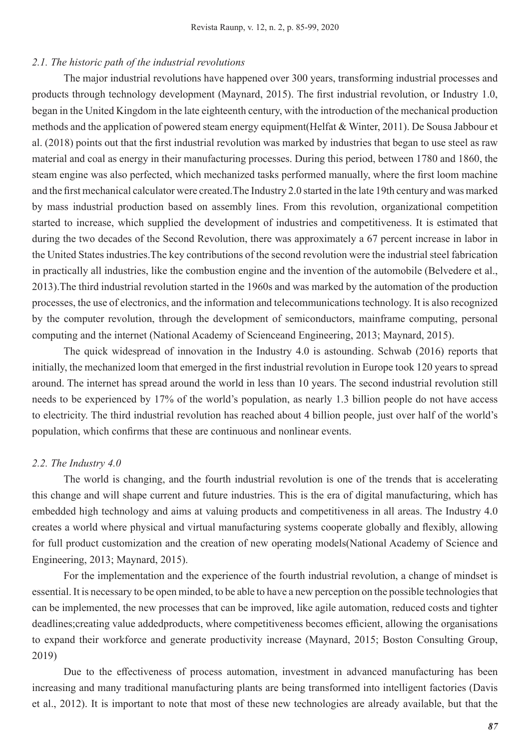### *2.1. The historic path of the industrial revolutions*

The major industrial revolutions have happened over 300 years, transforming industrial processes and products through technology development (Maynard, 2015). The first industrial revolution, or Industry 1.0, began in the United Kingdom in the late eighteenth century, with the introduction of the mechanical production methods and the application of powered steam energy equipment(Helfat & Winter, 2011). De Sousa Jabbour et al. (2018) points out that the first industrial revolution was marked by industries that began to use steel as raw material and coal as energy in their manufacturing processes. During this period, between 1780 and 1860, the steam engine was also perfected, which mechanized tasks performed manually, where the first loom machine and the first mechanical calculator were created.The Industry 2.0 started in the late 19th century and was marked by mass industrial production based on assembly lines. From this revolution, organizational competition started to increase, which supplied the development of industries and competitiveness. It is estimated that during the two decades of the Second Revolution, there was approximately a 67 percent increase in labor in the United States industries.The key contributions of the second revolution were the industrial steel fabrication in practically all industries, like the combustion engine and the invention of the automobile (Belvedere et al., 2013).The third industrial revolution started in the 1960s and was marked by the automation of the production processes, the use of electronics, and the information and telecommunications technology. It is also recognized by the computer revolution, through the development of semiconductors, mainframe computing, personal computing and the internet (National Academy of Scienceand Engineering, 2013; Maynard, 2015).

The quick widespread of innovation in the Industry 4.0 is astounding. Schwab (2016) reports that initially, the mechanized loom that emerged in the first industrial revolution in Europe took 120 years to spread around. The internet has spread around the world in less than 10 years. The second industrial revolution still needs to be experienced by 17% of the world's population, as nearly 1.3 billion people do not have access to electricity. The third industrial revolution has reached about 4 billion people, just over half of the world's population, which confirms that these are continuous and nonlinear events.

### *2.2. The Industry 4.0*

The world is changing, and the fourth industrial revolution is one of the trends that is accelerating this change and will shape current and future industries. This is the era of digital manufacturing, which has embedded high technology and aims at valuing products and competitiveness in all areas. The Industry 4.0 creates a world where physical and virtual manufacturing systems cooperate globally and flexibly, allowing for full product customization and the creation of new operating models(National Academy of Science and Engineering, 2013; Maynard, 2015).

For the implementation and the experience of the fourth industrial revolution, a change of mindset is essential. It is necessary to be open minded, to be able to have a new perception on the possible technologies that can be implemented, the new processes that can be improved, like agile automation, reduced costs and tighter deadlines;creating value addedproducts, where competitiveness becomes efficient, allowing the organisations to expand their workforce and generate productivity increase (Maynard, 2015; Boston Consulting Group, 2019)

Due to the effectiveness of process automation, investment in advanced manufacturing has been increasing and many traditional manufacturing plants are being transformed into intelligent factories (Davis et al., 2012). It is important to note that most of these new technologies are already available, but that the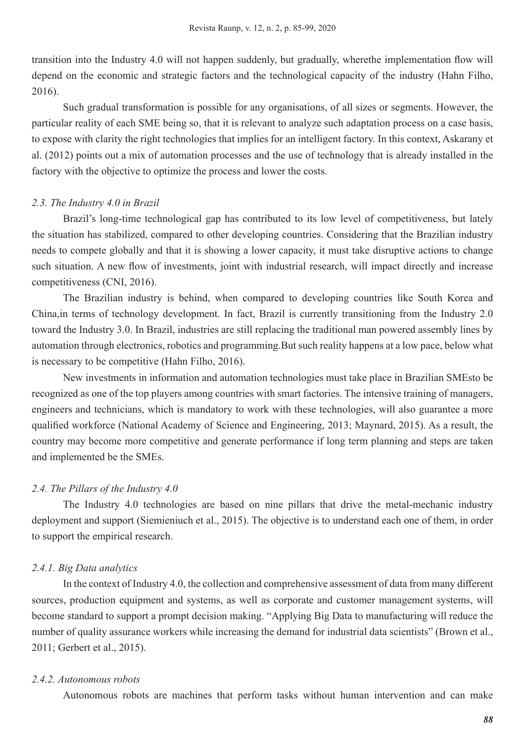transition into the Industry 4.0 will not happen suddenly, but gradually, wherethe implementation flow will depend on the economic and strategic factors and the technological capacity of the industry (Hahn Filho, 2016).

Such gradual transformation is possible for any organisations, of all sizes or segments. However, the particular reality of each SME being so, that it is relevant to analyze such adaptation process on a case basis, to expose with clarity the right technologies that implies for an intelligent factory. In this context, Askarany et al. (2012) points out a mix of automation processes and the use of technology that is already installed in the factory with the objective to optimize the process and lower the costs.

### *2.3. The Industry 4.0 in Brazil*

Brazil's long-time technological gap has contributed to its low level of competitiveness, but lately the situation has stabilized, compared to other developing countries. Considering that the Brazilian industry needs to compete globally and that it is showing a lower capacity, it must take disruptive actions to change such situation. A new flow of investments, joint with industrial research, will impact directly and increase competitiveness (CNI, 2016).

The Brazilian industry is behind, when compared to developing countries like South Korea and China,in terms of technology development. In fact, Brazil is currently transitioning from the Industry 2.0 toward the Industry 3.0. In Brazil, industries are still replacing the traditional man powered assembly lines by automation through electronics, robotics and programming.But such reality happens at a low pace, below what is necessary to be competitive (Hahn Filho, 2016).

New investments in information and automation technologies must take place in Brazilian SMEsto be recognized as one of the top players among countries with smart factories. The intensive training of managers, engineers and technicians, which is mandatory to work with these technologies, will also guarantee a more qualified workforce (National Academy of Science and Engineering, 2013; Maynard, 2015). As a result, the country may become more competitive and generate performance if long term planning and steps are taken and implemented be the SMEs.

### *2.4. The Pillars of the Industry 4.0*

The Industry 4.0 technologies are based on nine pillars that drive the metal-mechanic industry deployment and support (Siemieniuch et al., 2015). The objective is to understand each one of them, in order to support the empirical research.

#### *2.4.1. Big Data analytics*

In the context of Industry 4.0, the collection and comprehensive assessment of data from many different sources, production equipment and systems, as well as corporate and customer management systems, will become standard to support a prompt decision making. "Applying Big Data to manufacturing will reduce the number of quality assurance workers while increasing the demand for industrial data scientists" (Brown et al., 2011; Gerbert et al., 2015).

#### *2.4.2. Autonomous robots*

Autonomous robots are machines that perform tasks without human intervention and can make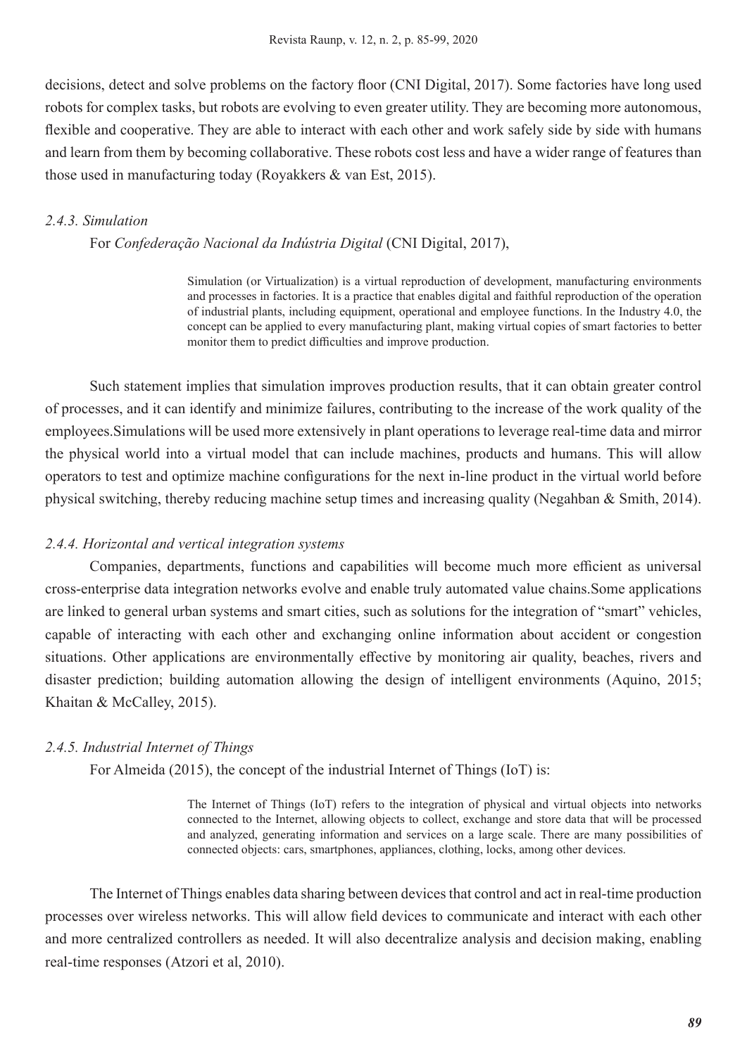decisions, detect and solve problems on the factory floor (CNI Digital, 2017). Some factories have long used robots for complex tasks, but robots are evolving to even greater utility. They are becoming more autonomous, flexible and cooperative. They are able to interact with each other and work safely side by side with humans and learn from them by becoming collaborative. These robots cost less and have a wider range of features than those used in manufacturing today (Royakkers & van Est, 2015).

#### *2.4.3. Simulation*

For *Confederação Nacional da Indústria Digital* (CNI Digital, 2017),

> Simulation (or Virtualization) is a virtual reproduction of development, manufacturing environments and processes in factories. It is a practice that enables digital and faithful reproduction of the operation of industrial plants, including equipment, operational and employee functions. In the Industry 4.0, the concept can be applied to every manufacturing plant, making virtual copies of smart factories to better monitor them to predict difficulties and improve production.

Such statement implies that simulation improves production results, that it can obtain greater control of processes, and it can identify and minimize failures, contributing to the increase of the work quality of the employees.Simulations will be used more extensively in plant operations to leverage real-time data and mirror the physical world into a virtual model that can include machines, products and humans. This will allow operators to test and optimize machine configurations for the next in-line product in the virtual world before physical switching, thereby reducing machine setup times and increasing quality (Negahban & Smith, 2014).

#### *2.4.4. Horizontal and vertical integration systems*

Companies, departments, functions and capabilities will become much more efficient as universal cross-enterprise data integration networks evolve and enable truly automated value chains.Some applications are linked to general urban systems and smart cities, such as solutions for the integration of "smart" vehicles, capable of interacting with each other and exchanging online information about accident or congestion situations. Other applications are environmentally effective by monitoring air quality, beaches, rivers and disaster prediction; building automation allowing the design of intelligent environments (Aquino, 2015; Khaitan & McCalley, 2015).

#### *2.4.5. Industrial Internet of Things*

For Almeida (2015), the concept of the industrial Internet of Things (IoT) is:

> The Internet of Things (IoT) refers to the integration of physical and virtual objects into networks connected to the Internet, allowing objects to collect, exchange and store data that will be processed and analyzed, generating information and services on a large scale. There are many possibilities of connected objects: cars, smartphones, appliances, clothing, locks, among other devices.

The Internet of Things enables data sharing between devices that control and act in real-time production processes over wireless networks. This will allow field devices to communicate and interact with each other and more centralized controllers as needed. It will also decentralize analysis and decision making, enabling real-time responses (Atzori et al, 2010).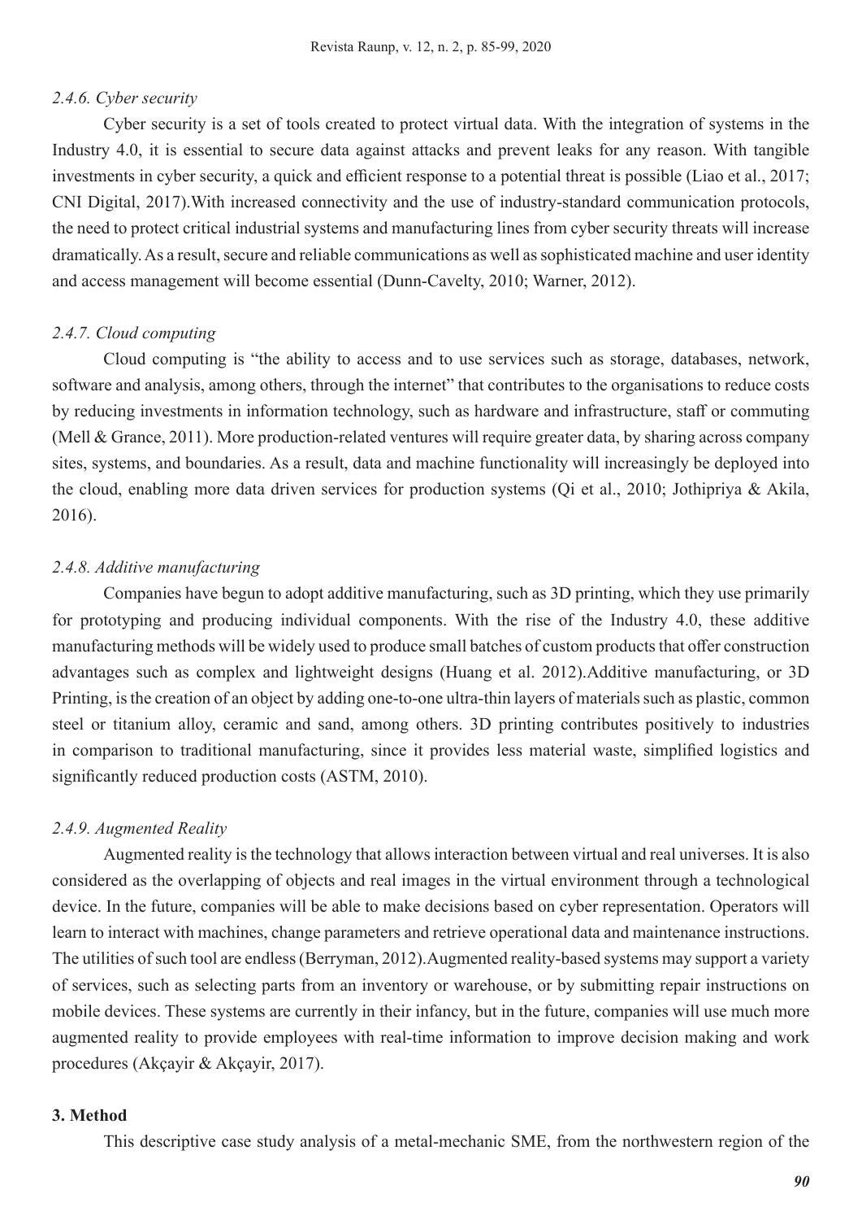#### *2.4.6. Cyber security*

Cyber security is a set of tools created to protect virtual data. With the integration of systems in the Industry 4.0, it is essential to secure data against attacks and prevent leaks for any reason. With tangible investments in cyber security, a quick and efficient response to a potential threat is possible (Liao et al., 2017; CNI Digital, 2017).With increased connectivity and the use of industry-standard communication protocols, the need to protect critical industrial systems and manufacturing lines from cyber security threats will increase dramatically. As a result, secure and reliable communications as well as sophisticated machine and user identity and access management will become essential (Dunn-Cavelty, 2010; Warner, 2012).

#### *2.4.7. Cloud computing*

Cloud computing is "the ability to access and to use services such as storage, databases, network, software and analysis, among others, through the internet" that contributes to the organisations to reduce costs by reducing investments in information technology, such as hardware and infrastructure, staff or commuting (Mell & Grance, 2011). More production-related ventures will require greater data, by sharing across company sites, systems, and boundaries. As a result, data and machine functionality will increasingly be deployed into the cloud, enabling more data driven services for production systems (Qi et al., 2010; Jothipriya & Akila, 2016).

#### *2.4.8. Additive manufacturing*

Companies have begun to adopt additive manufacturing, such as 3D printing, which they use primarily for prototyping and producing individual components. With the rise of the Industry 4.0, these additive manufacturing methods will be widely used to produce small batches of custom products that offer construction advantages such as complex and lightweight designs (Huang et al. 2012).Additive manufacturing, or 3D Printing, is the creation of an object by adding one-to-one ultra-thin layers of materials such as plastic, common steel or titanium alloy, ceramic and sand, among others. 3D printing contributes positively to industries in comparison to traditional manufacturing, since it provides less material waste, simplified logistics and significantly reduced production costs (ASTM, 2010).

#### *2.4.9. Augmented Reality*

Augmented reality is the technology that allows interaction between virtual and real universes. It is also considered as the overlapping of objects and real images in the virtual environment through a technological device. In the future, companies will be able to make decisions based on cyber representation. Operators will learn to interact with machines, change parameters and retrieve operational data and maintenance instructions. The utilities of such tool are endless (Berryman, 2012).Augmented reality-based systems may support a variety of services, such as selecting parts from an inventory or warehouse, or by submitting repair instructions on mobile devices. These systems are currently in their infancy, but in the future, companies will use much more augmented reality to provide employees with real-time information to improve decision making and work procedures (Akçayir & Akçayir, 2017).

## 3. Method

This descriptive case study analysis of a metal-mechanic SME, from the northwestern region of the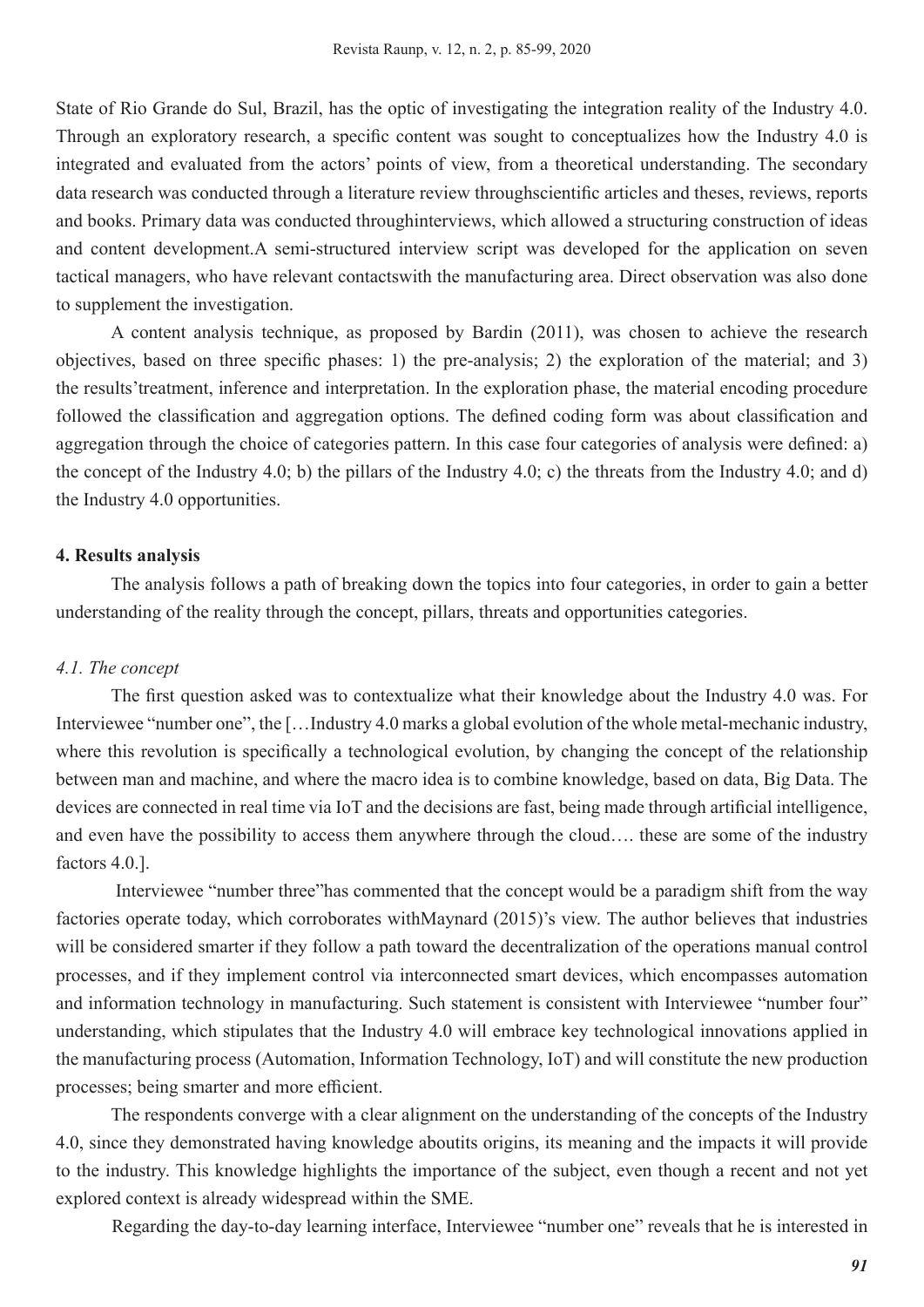State of Rio Grande do Sul, Brazil, has the optic of investigating the integration reality of the Industry 4.0. Through an exploratory research, a specific content was sought to conceptualizes how the Industry 4.0 is integrated and evaluated from the actors' points of view, from a theoretical understanding. The secondary data research was conducted through a literature review throughscientific articles and theses, reviews, reports and books. Primary data was conducted throughinterviews, which allowed a structuring construction of ideas and content development.A semi-structured interview script was developed for the application on seven tactical managers, who have relevant contactswith the manufacturing area. Direct observation was also done to supplement the investigation.

A content analysis technique, as proposed by Bardin (2011), was chosen to achieve the research objectives, based on three specific phases: 1) the pre-analysis; 2) the exploration of the material; and 3) the results'treatment, inference and interpretation. In the exploration phase, the material encoding procedure followed the classification and aggregation options. The defined coding form was about classification and aggregation through the choice of categories pattern. In this case four categories of analysis were defined: a) the concept of the Industry 4.0; b) the pillars of the Industry 4.0; c) the threats from the Industry 4.0; and d) the Industry 4.0 opportunities.

## 4. Results analysis

The analysis follows a path of breaking down the topics into four categories, in order to gain a better understanding of the reality through the concept, pillars, threats and opportunities categories.

### *4.1. The concept*

The first question asked was to contextualize what their knowledge about the Industry 4.0 was. For Interviewee "number one", the […Industry 4.0 marks a global evolution of the whole metal-mechanic industry, where this revolution is specifically a technological evolution, by changing the concept of the relationship between man and machine, and where the macro idea is to combine knowledge, based on data, Big Data. The devices are connected in real time via IoT and the decisions are fast, being made through artificial intelligence, and even have the possibility to access them anywhere through the cloud…. these are some of the industry factors 4.0.].

Interviewee "number three"has commented that the concept would be a paradigm shift from the way factories operate today, which corroborates withMaynard (2015)'s view. The author believes that industries will be considered smarter if they follow a path toward the decentralization of the operations manual control processes, and if they implement control via interconnected smart devices, which encompasses automation and information technology in manufacturing. Such statement is consistent with Interviewee "number four" understanding, which stipulates that the Industry 4.0 will embrace key technological innovations applied in the manufacturing process (Automation, Information Technology, IoT) and will constitute the new production processes; being smarter and more efficient.

The respondents converge with a clear alignment on the understanding of the concepts of the Industry 4.0, since they demonstrated having knowledge aboutits origins, its meaning and the impacts it will provide to the industry. This knowledge highlights the importance of the subject, even though a recent and not yet explored context is already widespread within the SME.

Regarding the day-to-day learning interface, Interviewee "number one" reveals that he is interested in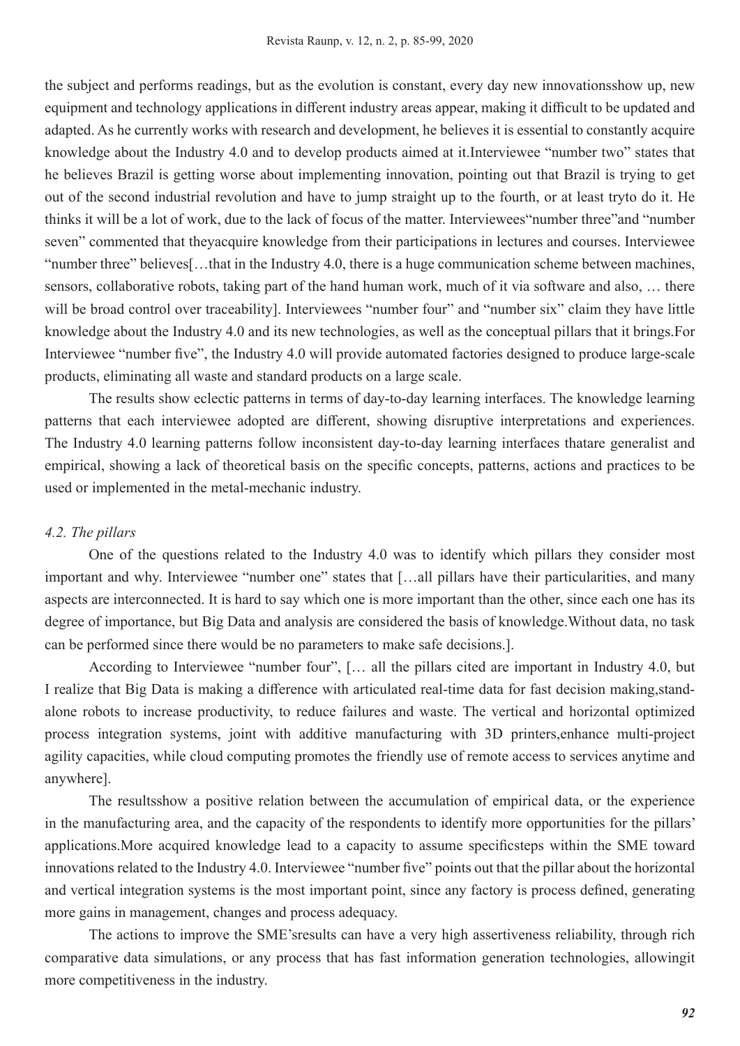the subject and performs readings, but as the evolution is constant, every day new innovationsshow up, new equipment and technology applications in different industry areas appear, making it difficult to be updated and adapted. As he currently works with research and development, he believes it is essential to constantly acquire knowledge about the Industry 4.0 and to develop products aimed at it.Interviewee "number two" states that he believes Brazil is getting worse about implementing innovation, pointing out that Brazil is trying to get out of the second industrial revolution and have to jump straight up to the fourth, or at least tryto do it. He thinks it will be a lot of work, due to the lack of focus of the matter. Interviewees"number three"and "number seven" commented that theyacquire knowledge from their participations in lectures and courses. Interviewee "number three" believes[…that in the Industry 4.0, there is a huge communication scheme between machines, sensors, collaborative robots, taking part of the hand human work, much of it via software and also, … there will be broad control over traceability]. Interviewees "number four" and "number six" claim they have little knowledge about the Industry 4.0 and its new technologies, as well as the conceptual pillars that it brings.For Interviewee "number five", the Industry 4.0 will provide automated factories designed to produce large-scale products, eliminating all waste and standard products on a large scale.

The results show eclectic patterns in terms of day-to-day learning interfaces. The knowledge learning patterns that each interviewee adopted are different, showing disruptive interpretations and experiences. The Industry 4.0 learning patterns follow inconsistent day-to-day learning interfaces thatare generalist and empirical, showing a lack of theoretical basis on the specific concepts, patterns, actions and practices to be used or implemented in the metal-mechanic industry.

*4.2. The pillars*

One of the questions related to the Industry 4.0 was to identify which pillars they consider most important and why. Interviewee "number one" states that […all pillars have their particularities, and many aspects are interconnected. It is hard to say which one is more important than the other, since each one has its degree of importance, but Big Data and analysis are considered the basis of knowledge.Without data, no task can be performed since there would be no parameters to make safe decisions.].

According to Interviewee "number four", [… all the pillars cited are important in Industry 4.0, but I realize that Big Data is making a difference with articulated real-time data for fast decision making,stand-alone robots to increase productivity, to reduce failures and waste. The vertical and horizontal optimized process integration systems, joint with additive manufacturing with 3D printers,enhance multi-project agility capacities, while cloud computing promotes the friendly use of remote access to services anytime and anywhere].

The resultsshow a positive relation between the accumulation of empirical data, or the experience in the manufacturing area, and the capacity of the respondents to identify more opportunities for the pillars' applications.More acquired knowledge lead to a capacity to assume specificsteps within the SME toward innovations related to the Industry 4.0. Interviewee "number five" points out that the pillar about the horizontal and vertical integration systems is the most important point, since any factory is process defined, generating more gains in management, changes and process adequacy.

The actions to improve the SME'sresults can have a very high assertiveness reliability, through rich comparative data simulations, or any process that has fast information generation technologies, allowingit more competitiveness in the industry.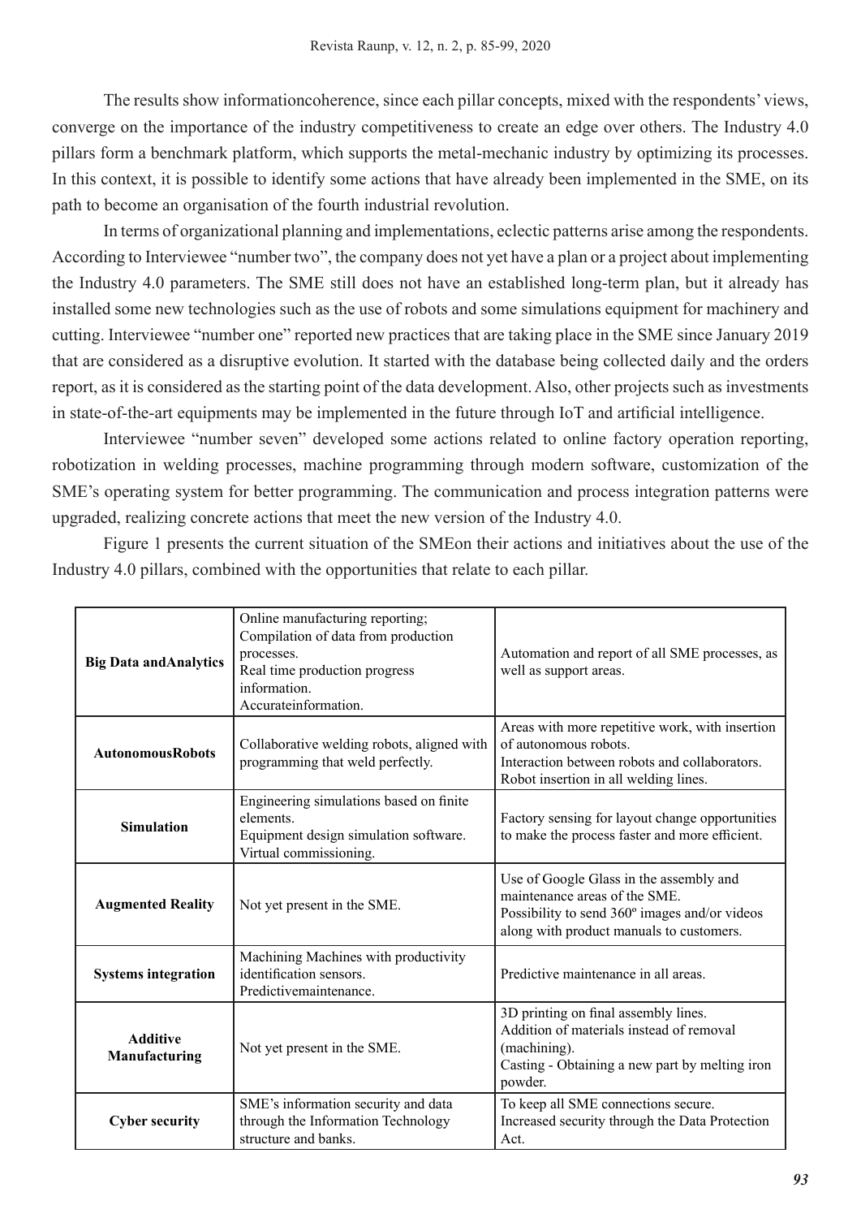The results show informationcoherence, since each pillar concepts, mixed with the respondents' views, converge on the importance of the industry competitiveness to create an edge over others. The Industry 4.0 pillars form a benchmark platform, which supports the metal-mechanic industry by optimizing its processes. In this context, it is possible to identify some actions that have already been implemented in the SME, on its path to become an organisation of the fourth industrial revolution.

In terms of organizational planning and implementations, eclectic patterns arise among the respondents. According to Interviewee "number two", the company does not yet have a plan or a project about implementing the Industry 4.0 parameters. The SME still does not have an established long-term plan, but it already has installed some new technologies such as the use of robots and some simulations equipment for machinery and cutting. Interviewee "number one" reported new practices that are taking place in the SME since January 2019 that are considered as a disruptive evolution. It started with the database being collected daily and the orders report, as it is considered as the starting point of the data development. Also, other projects such as investments in state-of-the-art equipments may be implemented in the future through IoT and artificial intelligence.

Interviewee "number seven" developed some actions related to online factory operation reporting, robotization in welding processes, machine programming through modern software, customization of the SME's operating system for better programming. The communication and process integration patterns were upgraded, realizing concrete actions that meet the new version of the Industry 4.0.

Figure 1 presents the current situation of the SMEon their actions and initiatives about the use of the Industry 4.0 pillars, combined with the opportunities that relate to each pillar.

| | | |
|---|---|---|
| **Big Data andAnalytics** | Online manufacturing reporting;<br>Compilation of data from production processes.<br>Real time production progress information.<br>Accurateinformation. | Automation and report of all SME processes, as well as support areas. |
| **AutonomousRobots** | Collaborative welding robots, aligned with programming that weld perfectly. | Areas with more repetitive work, with insertion of autonomous robots.<br>Interaction between robots and collaborators.<br>Robot insertion in all welding lines. |
| **Simulation** | Engineering simulations based on finite elements.<br>Equipment design simulation software.<br>Virtual commissioning. | Factory sensing for layout change opportunities to make the process faster and more efficient. |
| **Augmented Reality** | Not yet present in the SME. | Use of Google Glass in the assembly and maintenance areas of the SME.<br>Possibility to send 360º images and/or videos along with product manuals to customers. |
| **Systems integration** | Machining Machines with productivity identification sensors.<br>Predictivemaintenance. | Predictive maintenance in all areas. |
| **Additive Manufacturing** | Not yet present in the SME. | 3D printing on final assembly lines.<br>Addition of materials instead of removal (machining).<br>Casting - Obtaining a new part by melting iron powder. |
| **Cyber security** | SME's information security and data through the Information Technology structure and banks. | To keep all SME connections secure.<br>Increased security through the Data Protection Act. |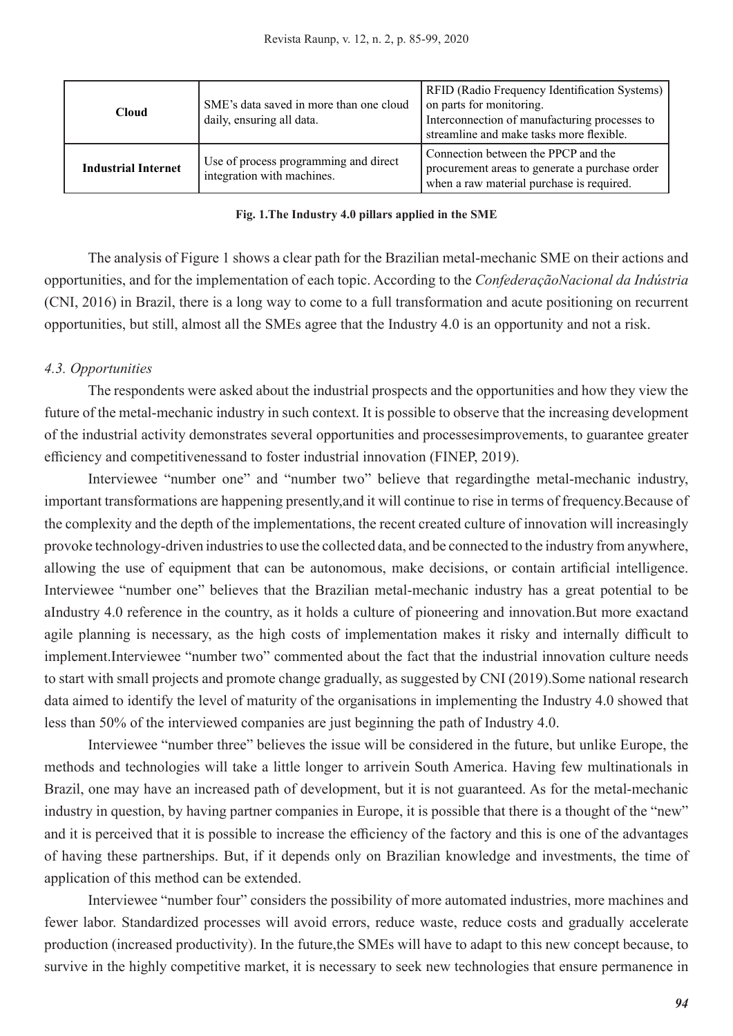| Cloud | SME's data saved in more than one cloud daily, ensuring all data. | RFID (Radio Frequency Identification Systems) on parts for monitoring.<br>Interconnection of manufacturing processes to streamline and make tasks more flexible. |
|---|---|---|
| **Industrial Internet** | Use of process programming and direct integration with machines. | Connection between the PPCP and the procurement areas to generate a purchase order when a raw material purchase is required. |

**Fig. 1.The Industry 4.0 pillars applied in the SME**

The analysis of Figure 1 shows a clear path for the Brazilian metal-mechanic SME on their actions and opportunities, and for the implementation of each topic. According to the *ConfederaçãoNacional da Indústria* (CNI, 2016) in Brazil, there is a long way to come to a full transformation and acute positioning on recurrent opportunities, but still, almost all the SMEs agree that the Industry 4.0 is an opportunity and not a risk.

### *4.3. Opportunities*

The respondents were asked about the industrial prospects and the opportunities and how they view the future of the metal-mechanic industry in such context. It is possible to observe that the increasing development of the industrial activity demonstrates several opportunities and processesimprovements, to guarantee greater efficiency and competitivenessand to foster industrial innovation (FINEP, 2019).

Interviewee "number one" and "number two" believe that regardingthe metal-mechanic industry, important transformations are happening presently,and it will continue to rise in terms of frequency.Because of the complexity and the depth of the implementations, the recent created culture of innovation will increasingly provoke technology-driven industries to use the collected data, and be connected to the industry from anywhere, allowing the use of equipment that can be autonomous, make decisions, or contain artificial intelligence. Interviewee "number one" believes that the Brazilian metal-mechanic industry has a great potential to be aIndustry 4.0 reference in the country, as it holds a culture of pioneering and innovation.But more exactand agile planning is necessary, as the high costs of implementation makes it risky and internally difficult to implement.Interviewee "number two" commented about the fact that the industrial innovation culture needs to start with small projects and promote change gradually, as suggested by CNI (2019).Some national research data aimed to identify the level of maturity of the organisations in implementing the Industry 4.0 showed that less than 50% of the interviewed companies are just beginning the path of Industry 4.0.

Interviewee "number three" believes the issue will be considered in the future, but unlike Europe, the methods and technologies will take a little longer to arrivein South America. Having few multinationals in Brazil, one may have an increased path of development, but it is not guaranteed. As for the metal-mechanic industry in question, by having partner companies in Europe, it is possible that there is a thought of the "new" and it is perceived that it is possible to increase the efficiency of the factory and this is one of the advantages of having these partnerships. But, if it depends only on Brazilian knowledge and investments, the time of application of this method can be extended.

Interviewee "number four" considers the possibility of more automated industries, more machines and fewer labor. Standardized processes will avoid errors, reduce waste, reduce costs and gradually accelerate production (increased productivity). In the future,the SMEs will have to adapt to this new concept because, to survive in the highly competitive market, it is necessary to seek new technologies that ensure permanence in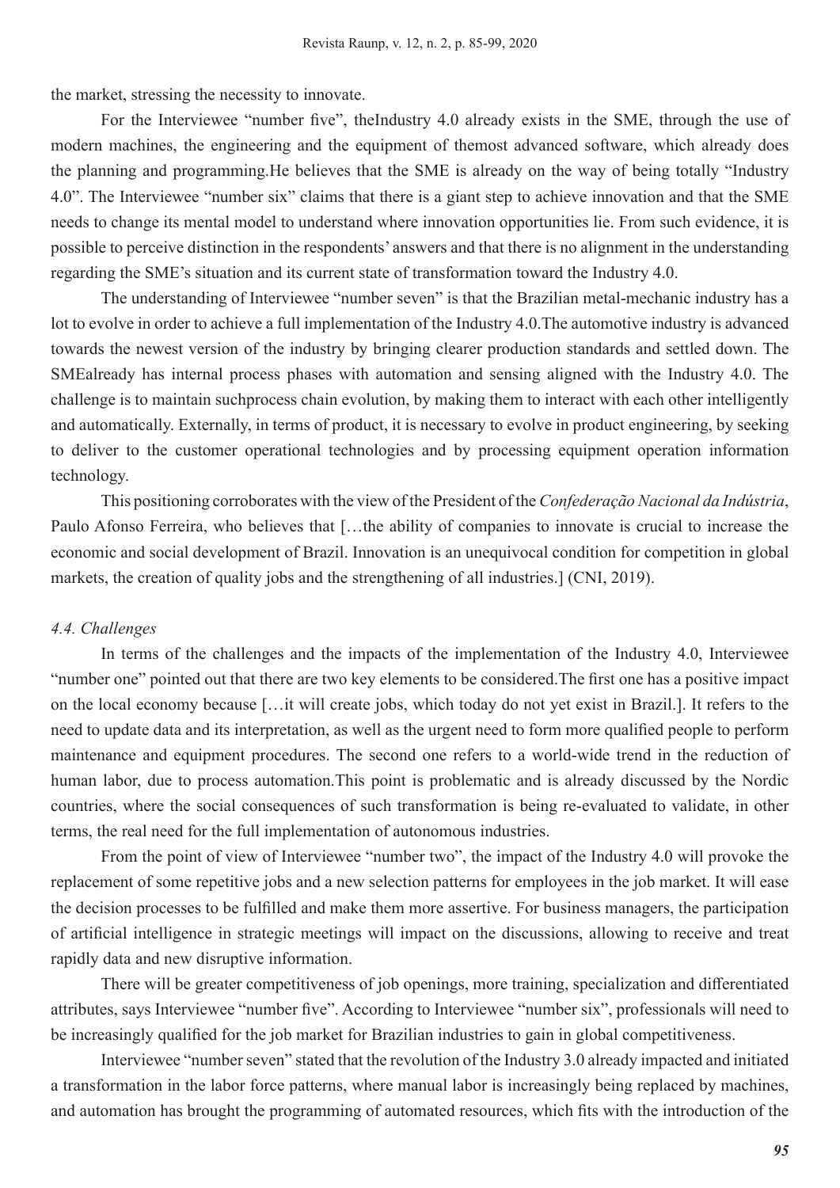the market, stressing the necessity to innovate.

For the Interviewee "number five", theIndustry 4.0 already exists in the SME, through the use of modern machines, the engineering and the equipment of themost advanced software, which already does the planning and programming.He believes that the SME is already on the way of being totally "Industry 4.0". The Interviewee "number six" claims that there is a giant step to achieve innovation and that the SME needs to change its mental model to understand where innovation opportunities lie. From such evidence, it is possible to perceive distinction in the respondents' answers and that there is no alignment in the understanding regarding the SME's situation and its current state of transformation toward the Industry 4.0.

The understanding of Interviewee "number seven" is that the Brazilian metal-mechanic industry has a lot to evolve in order to achieve a full implementation of the Industry 4.0.The automotive industry is advanced towards the newest version of the industry by bringing clearer production standards and settled down. The SMEalready has internal process phases with automation and sensing aligned with the Industry 4.0. The challenge is to maintain suchprocess chain evolution, by making them to interact with each other intelligently and automatically. Externally, in terms of product, it is necessary to evolve in product engineering, by seeking to deliver to the customer operational technologies and by processing equipment operation information technology.

This positioning corroborates with the view of the President of the *Confederação Nacional da Indústria*, Paulo Afonso Ferreira, who believes that […the ability of companies to innovate is crucial to increase the economic and social development of Brazil. Innovation is an unequivocal condition for competition in global markets, the creation of quality jobs and the strengthening of all industries.] (CNI, 2019).

### *4.4. Challenges*

In terms of the challenges and the impacts of the implementation of the Industry 4.0, Interviewee "number one" pointed out that there are two key elements to be considered.The first one has a positive impact on the local economy because […it will create jobs, which today do not yet exist in Brazil.]. It refers to the need to update data and its interpretation, as well as the urgent need to form more qualified people to perform maintenance and equipment procedures. The second one refers to a world-wide trend in the reduction of human labor, due to process automation.This point is problematic and is already discussed by the Nordic countries, where the social consequences of such transformation is being re-evaluated to validate, in other terms, the real need for the full implementation of autonomous industries.

From the point of view of Interviewee "number two", the impact of the Industry 4.0 will provoke the replacement of some repetitive jobs and a new selection patterns for employees in the job market. It will ease the decision processes to be fulfilled and make them more assertive. For business managers, the participation of artificial intelligence in strategic meetings will impact on the discussions, allowing to receive and treat rapidly data and new disruptive information.

There will be greater competitiveness of job openings, more training, specialization and differentiated attributes, says Interviewee "number five". According to Interviewee "number six", professionals will need to be increasingly qualified for the job market for Brazilian industries to gain in global competitiveness.

Interviewee "number seven" stated that the revolution of the Industry 3.0 already impacted and initiated a transformation in the labor force patterns, where manual labor is increasingly being replaced by machines, and automation has brought the programming of automated resources, which fits with the introduction of the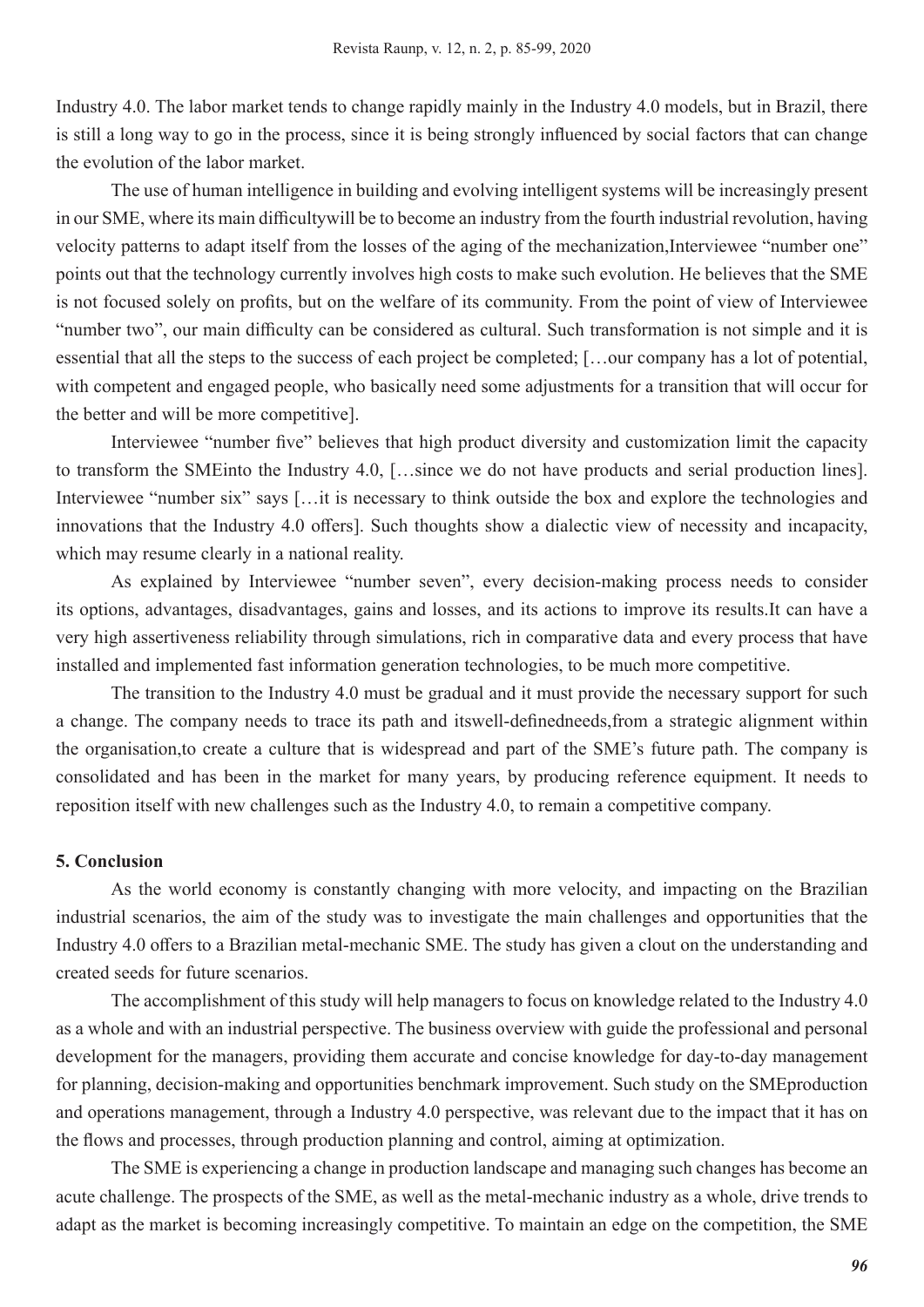Industry 4.0. The labor market tends to change rapidly mainly in the Industry 4.0 models, but in Brazil, there is still a long way to go in the process, since it is being strongly influenced by social factors that can change the evolution of the labor market.

The use of human intelligence in building and evolving intelligent systems will be increasingly present in our SME, where its main difficultywill be to become an industry from the fourth industrial revolution, having velocity patterns to adapt itself from the losses of the aging of the mechanization,Interviewee "number one" points out that the technology currently involves high costs to make such evolution. He believes that the SME is not focused solely on profits, but on the welfare of its community. From the point of view of Interviewee "number two", our main difficulty can be considered as cultural. Such transformation is not simple and it is essential that all the steps to the success of each project be completed; […our company has a lot of potential, with competent and engaged people, who basically need some adjustments for a transition that will occur for the better and will be more competitive].

Interviewee "number five" believes that high product diversity and customization limit the capacity to transform the SMEinto the Industry 4.0, […since we do not have products and serial production lines]. Interviewee "number six" says […it is necessary to think outside the box and explore the technologies and innovations that the Industry 4.0 offers]. Such thoughts show a dialectic view of necessity and incapacity, which may resume clearly in a national reality.

As explained by Interviewee "number seven", every decision-making process needs to consider its options, advantages, disadvantages, gains and losses, and its actions to improve its results.It can have a very high assertiveness reliability through simulations, rich in comparative data and every process that have installed and implemented fast information generation technologies, to be much more competitive.

The transition to the Industry 4.0 must be gradual and it must provide the necessary support for such a change. The company needs to trace its path and itswell-definedneeds,from a strategic alignment within the organisation,to create a culture that is widespread and part of the SME's future path. The company is consolidated and has been in the market for many years, by producing reference equipment. It needs to reposition itself with new challenges such as the Industry 4.0, to remain a competitive company.

## 5. Conclusion

As the world economy is constantly changing with more velocity, and impacting on the Brazilian industrial scenarios, the aim of the study was to investigate the main challenges and opportunities that the Industry 4.0 offers to a Brazilian metal-mechanic SME. The study has given a clout on the understanding and created seeds for future scenarios.

The accomplishment of this study will help managers to focus on knowledge related to the Industry 4.0 as a whole and with an industrial perspective. The business overview with guide the professional and personal development for the managers, providing them accurate and concise knowledge for day-to-day management for planning, decision-making and opportunities benchmark improvement. Such study on the SMEproduction and operations management, through a Industry 4.0 perspective, was relevant due to the impact that it has on the flows and processes, through production planning and control, aiming at optimization.

The SME is experiencing a change in production landscape and managing such changes has become an acute challenge. The prospects of the SME, as well as the metal-mechanic industry as a whole, drive trends to adapt as the market is becoming increasingly competitive. To maintain an edge on the competition, the SME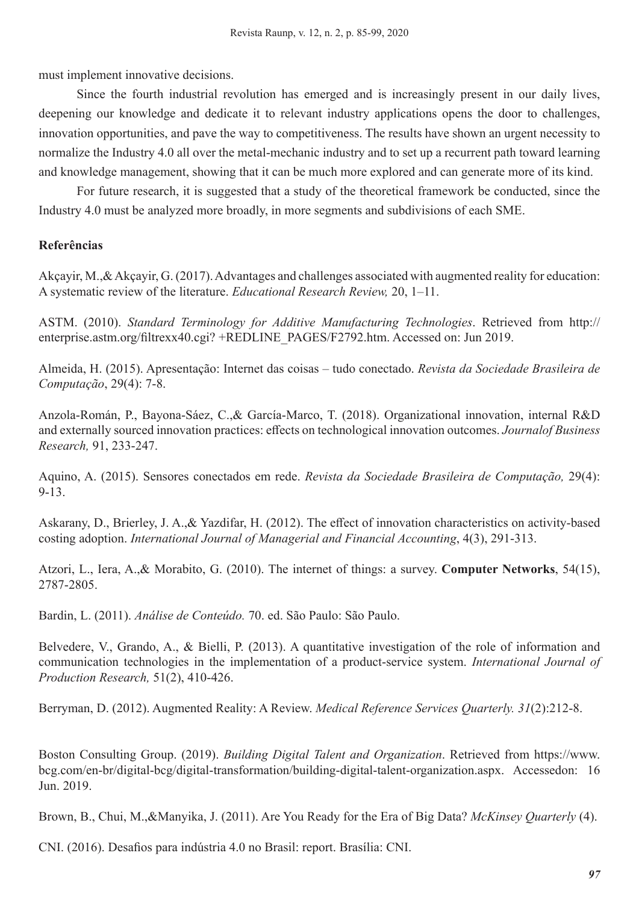must implement innovative decisions.

Since the fourth industrial revolution has emerged and is increasingly present in our daily lives, deepening our knowledge and dedicate it to relevant industry applications opens the door to challenges, innovation opportunities, and pave the way to competitiveness. The results have shown an urgent necessity to normalize the Industry 4.0 all over the metal-mechanic industry and to set up a recurrent path toward learning and knowledge management, showing that it can be much more explored and can generate more of its kind.

For future research, it is suggested that a study of the theoretical framework be conducted, since the Industry 4.0 must be analyzed more broadly, in more segments and subdivisions of each SME.

**Referências**

Akçayir, M.,& Akçayir, G. (2017). Advantages and challenges associated with augmented reality for education: A systematic review of the literature. *Educational Research Review,* 20, 1–11.

ASTM. (2010). *Standard Terminology for Additive Manufacturing Technologies*. Retrieved from http://enterprise.astm.org/filtrexx40.cgi? +REDLINE_PAGES/F2792.htm. Accessed on: Jun 2019.

Almeida, H. (2015). Apresentação: Internet das coisas – tudo conectado. *Revista da Sociedade Brasileira de Computação*, 29(4): 7-8.

Anzola-Román, P., Bayona-Sáez, C.,& García-Marco, T. (2018). Organizational innovation, internal R&D and externally sourced innovation practices: effects on technological innovation outcomes. *Journalof Business Research,* 91, 233-247.

Aquino, A. (2015). Sensores conectados em rede. *Revista da Sociedade Brasileira de Computação,* 29(4): 9-13.

Askarany, D., Brierley, J. A.,& Yazdifar, H. (2012). The effect of innovation characteristics on activity-based costing adoption. *International Journal of Managerial and Financial Accounting*, 4(3), 291-313.

Atzori, L., Iera, A.,& Morabito, G. (2010). The internet of things: a survey. **Computer Networks**, 54(15), 2787-2805.

Bardin, L. (2011). *Análise de Conteúdo.* 70. ed. São Paulo: São Paulo.

Belvedere, V., Grando, A., & Bielli, P. (2013). A quantitative investigation of the role of information and communication technologies in the implementation of a product-service system. *International Journal of Production Research,* 51(2), 410-426.

Berryman, D. (2012). Augmented Reality: A Review. *Medical Reference Services Quarterly. 31*(2):212-8.

Boston Consulting Group. (2019). *Building Digital Talent and Organization*. Retrieved from https://www.bcg.com/en-br/digital-bcg/digital-transformation/building-digital-talent-organization.aspx. Accessedon: 16 Jun. 2019.

Brown, B., Chui, M.,&Manyika, J. (2011). Are You Ready for the Era of Big Data? *McKinsey Quarterly* (4).

CNI. (2016). Desafios para indústria 4.0 no Brasil: report. Brasília: CNI.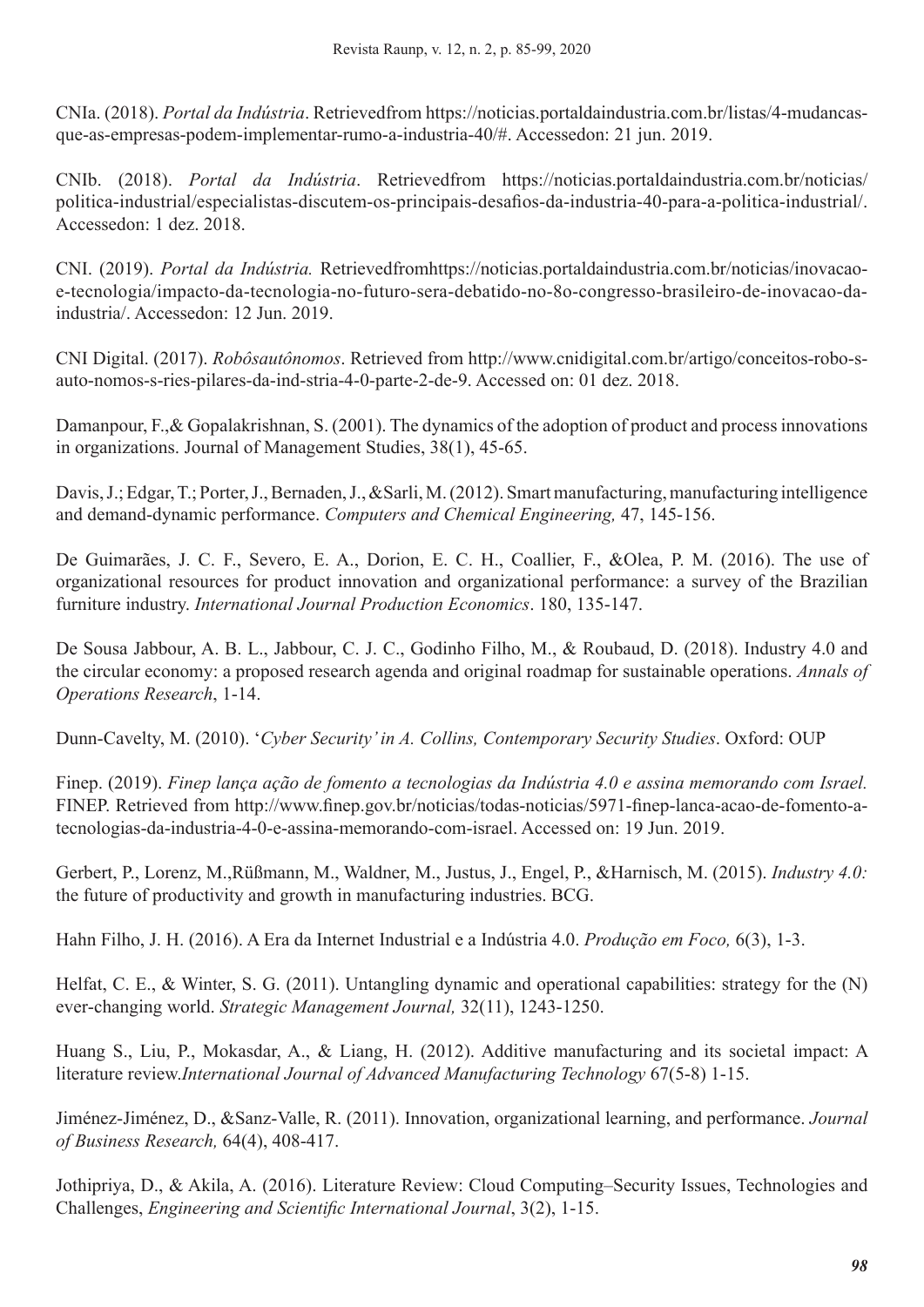CNIa. (2018). *Portal da Indústria*. Retrievedfrom https://noticias.portaldaindustria.com.br/listas/4-mudancas-que-as-empresas-podem-implementar-rumo-a-industria-40/#. Accessedon: 21 jun. 2019.

CNIb. (2018). *Portal da Indústria*. Retrievedfrom https://noticias.portaldaindustria.com.br/noticias/politica-industrial/especialistas-discutem-os-principais-desafios-da-industria-40-para-a-politica-industrial/. Accessedon: 1 dez. 2018.

CNI. (2019). *Portal da Indústria.* Retrievedfromhttps://noticias.portaldaindustria.com.br/noticias/inovacao-e-tecnologia/impacto-da-tecnologia-no-futuro-sera-debatido-no-8o-congresso-brasileiro-de-inovacao-da-industria/. Accessedon: 12 Jun. 2019.

CNI Digital. (2017). *Robôsautônomos*. Retrieved from http://www.cnidigital.com.br/artigo/conceitos-robo-s-auto-nomos-s-ries-pilares-da-ind-stria-4-0-parte-2-de-9. Accessed on: 01 dez. 2018.

Damanpour, F.,& Gopalakrishnan, S. (2001). The dynamics of the adoption of product and process innovations in organizations. Journal of Management Studies, 38(1), 45-65.

Davis, J.; Edgar, T.; Porter, J., Bernaden, J., &Sarli, M. (2012). Smart manufacturing, manufacturing intelligence and demand-dynamic performance. *Computers and Chemical Engineering,* 47, 145-156.

De Guimarães, J. C. F., Severo, E. A., Dorion, E. C. H., Coallier, F., &Olea, P. M. (2016). The use of organizational resources for product innovation and organizational performance: a survey of the Brazilian furniture industry. *International Journal Production Economics*. 180, 135-147.

De Sousa Jabbour, A. B. L., Jabbour, C. J. C., Godinho Filho, M., & Roubaud, D. (2018). Industry 4.0 and the circular economy: a proposed research agenda and original roadmap for sustainable operations. *Annals of Operations Research*, 1-14.

Dunn-Cavelty, M. (2010). '*Cyber Security' in A. Collins, Contemporary Security Studies*. Oxford: OUP

Finep. (2019). *Finep lança ação de fomento a tecnologias da Indústria 4.0 e assina memorando com Israel.* FINEP. Retrieved from http://www.finep.gov.br/noticias/todas-noticias/5971-finep-lanca-acao-de-fomento-a-tecnologias-da-industria-4-0-e-assina-memorando-com-israel. Accessed on: 19 Jun. 2019.

Gerbert, P., Lorenz, M.,Rüßmann, M., Waldner, M., Justus, J., Engel, P., &Harnisch, M. (2015). *Industry 4.0:* the future of productivity and growth in manufacturing industries. BCG.

Hahn Filho, J. H. (2016). A Era da Internet Industrial e a Indústria 4.0. *Produção em Foco,* 6(3), 1-3.

Helfat, C. E., & Winter, S. G. (2011). Untangling dynamic and operational capabilities: strategy for the (N) ever-changing world. *Strategic Management Journal,* 32(11), 1243-1250.

Huang S., Liu, P., Mokasdar, A., & Liang, H. (2012). Additive manufacturing and its societal impact: A literature review.*International Journal of Advanced Manufacturing Technology* 67(5-8) 1-15.

Jiménez-Jiménez, D., &Sanz-Valle, R. (2011). Innovation, organizational learning, and performance. *Journal of Business Research,* 64(4), 408-417.

Jothipriya, D., & Akila, A. (2016). Literature Review: Cloud Computing–Security Issues, Technologies and Challenges, *Engineering and Scientific International Journal*, 3(2), 1-15.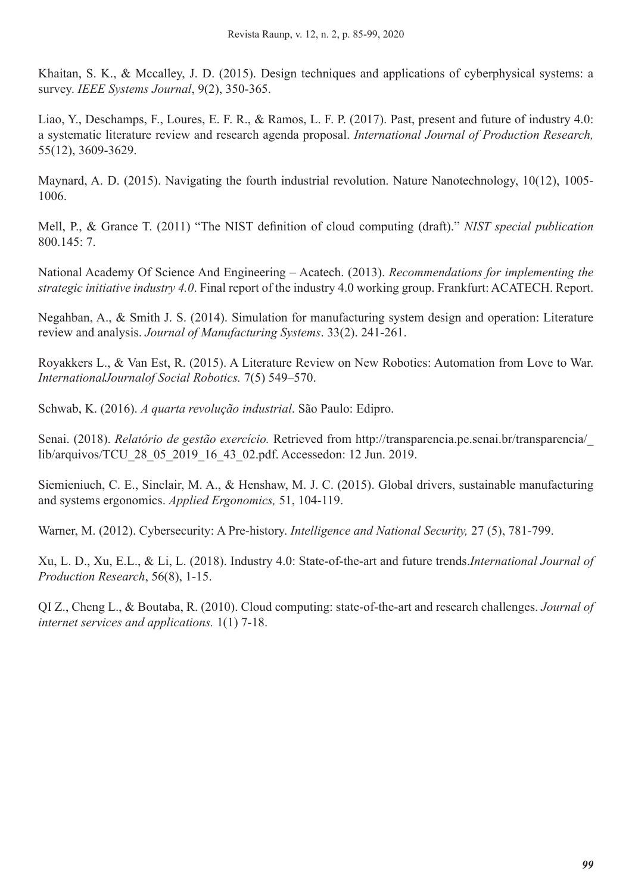Khaitan, S. K., & Mccalley, J. D. (2015). Design techniques and applications of cyberphysical systems: a survey. *IEEE Systems Journal*, 9(2), 350-365.

Liao, Y., Deschamps, F., Loures, E. F. R., & Ramos, L. F. P. (2017). Past, present and future of industry 4.0: a systematic literature review and research agenda proposal. *International Journal of Production Research,* 55(12), 3609-3629.

Maynard, A. D. (2015). Navigating the fourth industrial revolution. Nature Nanotechnology, 10(12), 1005-1006.

Mell, P., & Grance T. (2011) “The NIST definition of cloud computing (draft).” *NIST special publication* 800.145: 7.

National Academy Of Science And Engineering – Acatech. (2013). *Recommendations for implementing the strategic initiative industry 4.0*. Final report of the industry 4.0 working group. Frankfurt: ACATECH. Report.

Negahban, A., & Smith J. S. (2014). Simulation for manufacturing system design and operation: Literature review and analysis. *Journal of Manufacturing Systems*. 33(2). 241-261.

Royakkers L., & Van Est, R. (2015). A Literature Review on New Robotics: Automation from Love to War. *InternationalJournalof Social Robotics.* 7(5) 549–570.

Schwab, K. (2016). *A quarta revolução industrial*. São Paulo: Edipro.

Senai. (2018). *Relatório de gestão exercício.* Retrieved from http://transparencia.pe.senai.br/transparencia/_lib/arquivos/TCU_28_05_2019_16_43_02.pdf. Accessedon: 12 Jun. 2019.

Siemieniuch, C. E., Sinclair, M. A., & Henshaw, M. J. C. (2015). Global drivers, sustainable manufacturing and systems ergonomics. *Applied Ergonomics,* 51, 104-119.

Warner, M. (2012). Cybersecurity: A Pre-history. *Intelligence and National Security,* 27 (5), 781-799.

Xu, L. D., Xu, E.L., & Li, L. (2018). Industry 4.0: State-of-the-art and future trends.*International Journal of Production Research*, 56(8), 1-15.

QI Z., Cheng L., & Boutaba, R. (2010). Cloud computing: state-of-the-art and research challenges. *Journal of internet services and applications.* 1(1) 7-18.